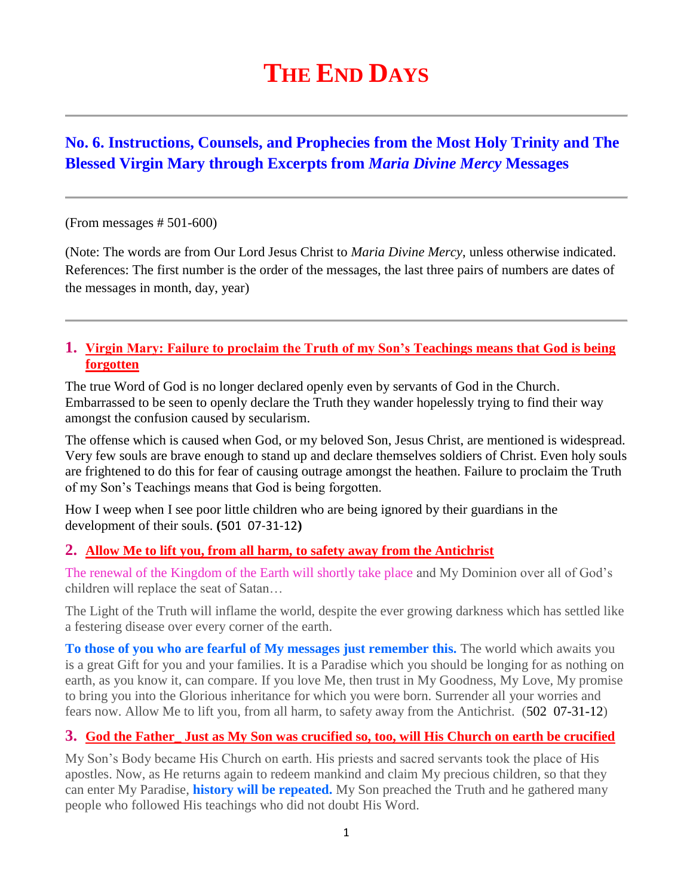# THE END DAYS

## No. 6. Instructions, Counsels, and Prophecies from the Most Holy Trinity and The Blessed Virgin Mary through Excerpts from *Maria Divine Mercy* Messages

(From messages # 501-600)

(Note: The words are from Our Lord Jesus Christ to *Maria Divine Mercy*, unless otherwise indicated. References: The first number is the order of the messages, the last three pairs of numbers are dates of the messages in month, day, year)

### 1. Virgin Mary: Failure to proclaim the Truth of my Son's Teachings means that God is being forgotten

The true Word of God is no longer declared openly even by servants of God in the Church. Embarrassed to be seen to openly declare the Truth they wander hopelessly trying to find their way amongst the confusion caused by secularism.

The offense which is caused when God, or my beloved Son, Jesus Christ, are mentioned is widespread. Very few souls are brave enough to stand up and declare themselves soldiers of Christ. Even holy souls are frightened to do this for fear of causing outrage amongst the heathen. Failure to proclaim the Truth of my Son's Teachings means that God is being forgotten.

How I weep when I see poor little children who are being ignored by their guardians in the development of their souls. **(**501 07-31-12**)**

### 2. Allow Me to lift you, from all harm, to safety away from the Antichrist

The renewal of the Kingdom of the Earth will shortly take place and My Dominion over all of God's children will replace the seat of Satan…

The Light of the Truth will inflame the world, despite the ever growing darkness which has settled like a festering disease over every corner of the earth.

**To those of you who are fearful of My messages just remember this.** The world which awaits you is a great Gift for you and your families. It is a Paradise which you should be longing for as nothing on earth, as you know it, can compare. If you love Me, then trust in My Goodness, My Love, My promise to bring you into the Glorious inheritance for which you were born. Surrender all your worries and fears now. Allow Me to lift you, from all harm, to safety away from the Antichrist. (502 07-31-12)

### 3. God the Father_ Just as My Son was crucified so, too, will His Church on earth be crucified

My Son's Body became His Church on earth. His priests and sacred servants took the place of His apostles. Now, as He returns again to redeem mankind and claim My precious children, so that they can enter My Paradise, **history will be repeated.** My Son preached the Truth and he gathered many people who followed His teachings who did not doubt His Word.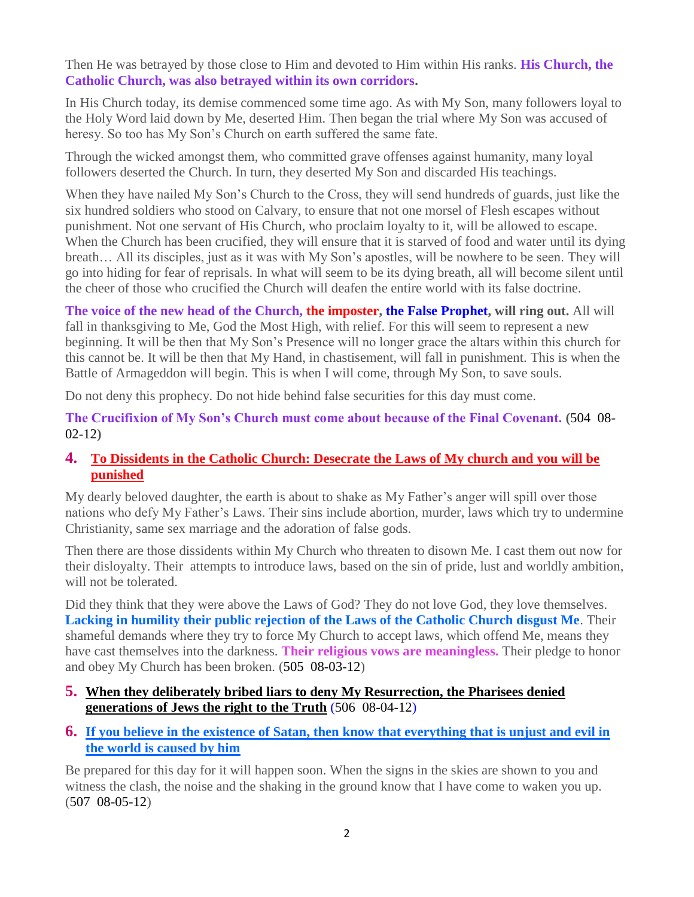Then He was betrayed by those close to Him and devoted to Him within His ranks. **His Church, the Catholic Church, was also betrayed within its own corridors.**

In His Church today, its demise commenced some time ago. As with My Son, many followers loyal to the Holy Word laid down by Me, deserted Him. Then began the trial where My Son was accused of heresy. So too has My Son's Church on earth suffered the same fate.

Through the wicked amongst them, who committed grave offenses against humanity, many loyal followers deserted the Church. In turn, they deserted My Son and discarded His teachings.

When they have nailed My Son's Church to the Cross, they will send hundreds of guards, just like the six hundred soldiers who stood on Calvary, to ensure that not one morsel of Flesh escapes without punishment. Not one servant of His Church, who proclaim loyalty to it, will be allowed to escape. When the Church has been crucified, they will ensure that it is starved of food and water until its dying breath… All its disciples, just as it was with My Son's apostles, will be nowhere to be seen. They will go into hiding for fear of reprisals. In what will seem to be its dying breath, all will become silent until the cheer of those who crucified the Church will deafen the entire world with its false doctrine.

**The voice of the new head of the Church, the imposter, the False Prophet, will ring out.** All will fall in thanksgiving to Me, God the Most High, with relief. For this will seem to represent a new beginning. It will be then that My Son's Presence will no longer grace the altars within this church for this cannot be. It will be then that My Hand, in chastisement, will fall in punishment. This is when the Battle of Armageddon will begin. This is when I will come, through My Son, to save souls.

Do not deny this prophecy. Do not hide behind false securities for this day must come.

**The Crucifixion of My Son's Church must come about because of the Final Covenant. (**504 08-02-12**)**

## 4. To Dissidents in the Catholic Church: Desecrate the Laws of My church and you will be punished

My dearly beloved daughter, the earth is about to shake as My Father's anger will spill over those nations who defy My Father's Laws. Their sins include abortion, murder, laws which try to undermine Christianity, same sex marriage and the adoration of false gods.

Then there are those dissidents within My Church who threaten to disown Me. I cast them out now for their disloyalty. Their attempts to introduce laws, based on the sin of pride, lust and worldly ambition, will not be tolerated.

Did they think that they were above the Laws of God? They do not love God, they love themselves. **Lacking in humility their public rejection of the Laws of the Catholic Church disgust Me**. Their shameful demands where they try to force My Church to accept laws, which offend Me, means they have cast themselves into the darkness. **Their religious vows are meaningless.** Their pledge to honor and obey My Church has been broken. (505 08-03-12)

## 5. When they deliberately bribed liars to deny My Resurrection, the Pharisees denied generations of Jews the right to the Truth (506 08-04-12)

## 6. If you believe in the existence of Satan, then know that everything that is unjust and evil in the world is caused by him

Be prepared for this day for it will happen soon. When the signs in the skies are shown to you and witness the clash, the noise and the shaking in the ground know that I have come to waken you up. (507 08-05-12)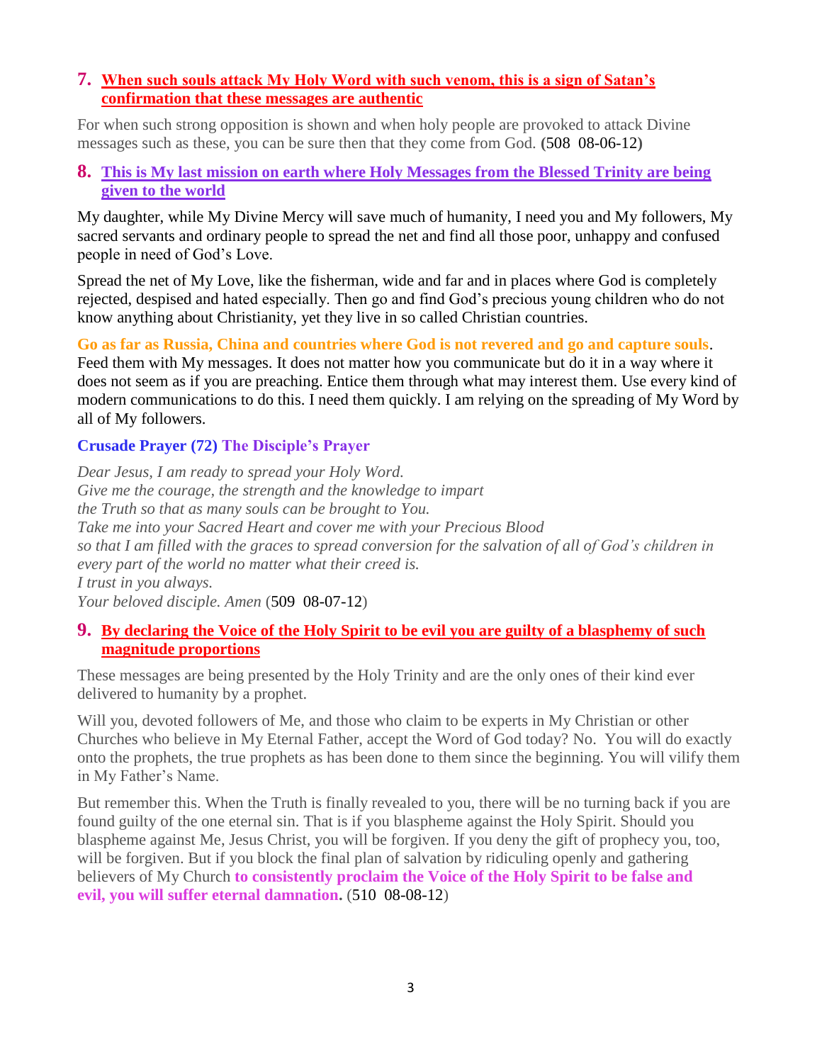**7. When such souls attack My Holy Word with such venom, this is a sign of Satan's confirmation that these messages are authentic**

For when such strong opposition is shown and when holy people are provoked to attack Divine messages such as these, you can be sure then that they come from God. **(**508 08-06-12**)**

**8. This is My last mission on earth where Holy Messages from the Blessed Trinity are being given to the world**

My daughter, while My Divine Mercy will save much of humanity, I need you and My followers, My sacred servants and ordinary people to spread the net and find all those poor, unhappy and confused people in need of God's Love.

Spread the net of My Love, like the fisherman, wide and far and in places where God is completely rejected, despised and hated especially. Then go and find God's precious young children who do not know anything about Christianity, yet they live in so called Christian countries.

**Go as far as Russia, China and countries where God is not revered and go and capture souls**. Feed them with My messages. It does not matter how you communicate but do it in a way where it does not seem as if you are preaching. Entice them through what may interest them. Use every kind of modern communications to do this. I need them quickly. I am relying on the spreading of My Word by all of My followers.

**Crusade Prayer (72) The Disciple's Prayer**

*Dear Jesus, I am ready to spread your Holy Word.*
*Give me the courage, the strength and the knowledge to impart*
*the Truth so that as many souls can be brought to You.*
*Take me into your Sacred Heart and cover me with your Precious Blood*
*so that I am filled with the graces to spread conversion for the salvation of all of God's children in every part of the world no matter what their creed is.*
*I trust in you always.*
*Your beloved disciple. Amen* (509 08-07-12)

**9. By declaring the Voice of the Holy Spirit to be evil you are guilty of a blasphemy of such magnitude proportions**

These messages are being presented by the Holy Trinity and are the only ones of their kind ever delivered to humanity by a prophet.

Will you, devoted followers of Me, and those who claim to be experts in My Christian or other Churches who believe in My Eternal Father, accept the Word of God today? No. You will do exactly onto the prophets, the true prophets as has been done to them since the beginning. You will vilify them in My Father's Name.

But remember this. When the Truth is finally revealed to you, there will be no turning back if you are found guilty of the one eternal sin. That is if you blaspheme against the Holy Spirit. Should you blaspheme against Me, Jesus Christ, you will be forgiven. If you deny the gift of prophecy you, too, will be forgiven. But if you block the final plan of salvation by ridiculing openly and gathering believers of My Church **to consistently proclaim the Voice of the Holy Spirit to be false and evil, you will suffer eternal damnation.** (510 08-08-12)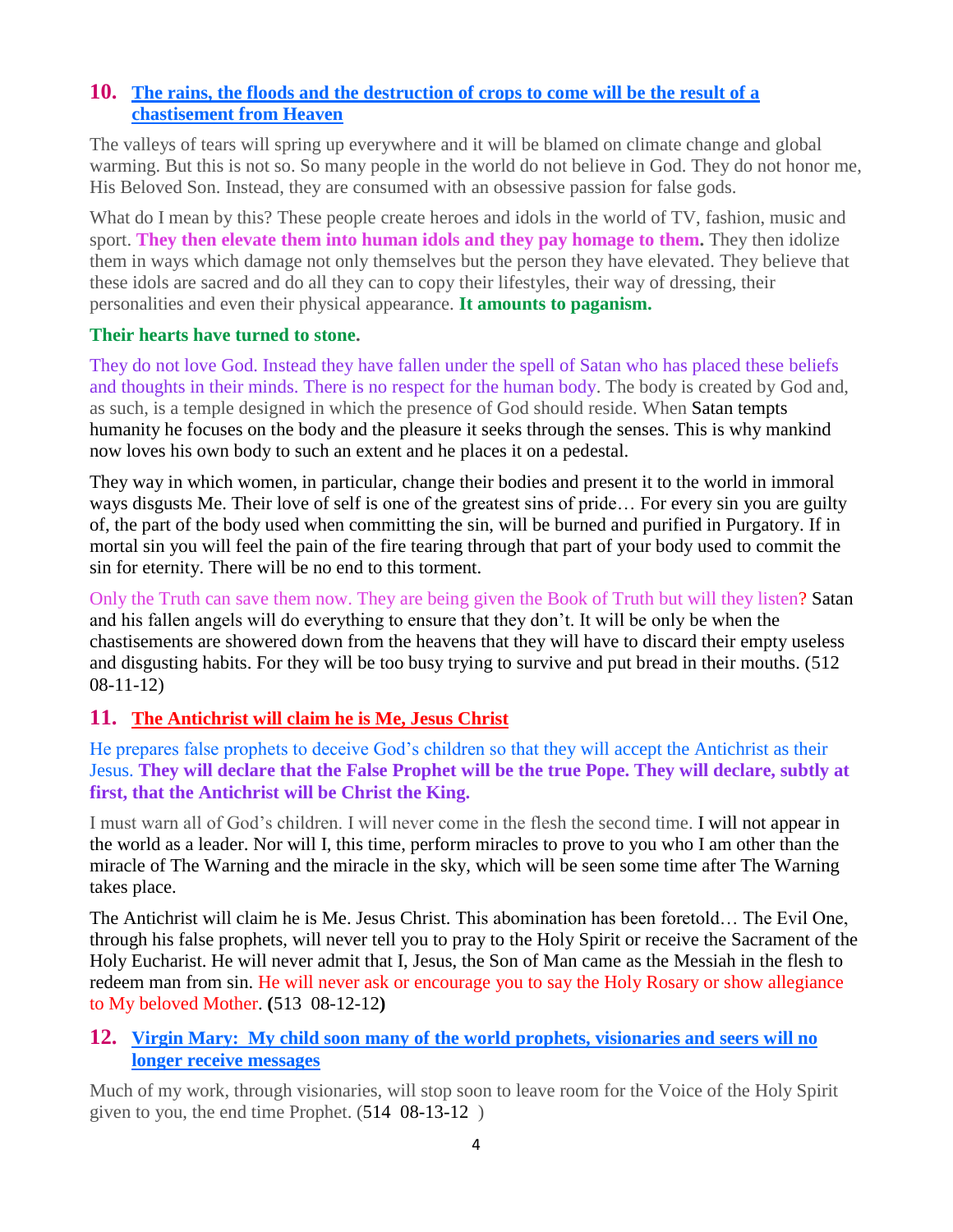## 10. The rains, the floods and the destruction of crops to come will be the result of a chastisement from Heaven

The valleys of tears will spring up everywhere and it will be blamed on climate change and global warming. But this is not so. So many people in the world do not believe in God. They do not honor me, His Beloved Son. Instead, they are consumed with an obsessive passion for false gods.

What do I mean by this? These people create heroes and idols in the world of TV, fashion, music and sport. **They then elevate them into human idols and they pay homage to them.** They then idolize them in ways which damage not only themselves but the person they have elevated. They believe that these idols are sacred and do all they can to copy their lifestyles, their way of dressing, their personalities and even their physical appearance. **It amounts to paganism.**

**Their hearts have turned to stone.**

They do not love God. Instead they have fallen under the spell of Satan who has placed these beliefs and thoughts in their minds. There is no respect for the human body. The body is created by God and, as such, is a temple designed in which the presence of God should reside. When Satan tempts humanity he focuses on the body and the pleasure it seeks through the senses. This is why mankind now loves his own body to such an extent and he places it on a pedestal.

They way in which women, in particular, change their bodies and present it to the world in immoral ways disgusts Me. Their love of self is one of the greatest sins of pride… For every sin you are guilty of, the part of the body used when committing the sin, will be burned and purified in Purgatory. If in mortal sin you will feel the pain of the fire tearing through that part of your body used to commit the sin for eternity. There will be no end to this torment.

Only the Truth can save them now. They are being given the Book of Truth but will they listen? Satan and his fallen angels will do everything to ensure that they don't. It will be only be when the chastisements are showered down from the heavens that they will have to discard their empty useless and disgusting habits. For they will be too busy trying to survive and put bread in their mouths. (512 08-11-12)

## 11. The Antichrist will claim he is Me, Jesus Christ

He prepares false prophets to deceive God's children so that they will accept the Antichrist as their Jesus. **They will declare that the False Prophet will be the true Pope. They will declare, subtly at first, that the Antichrist will be Christ the King.**

I must warn all of God's children. I will never come in the flesh the second time. I will not appear in the world as a leader. Nor will I, this time, perform miracles to prove to you who I am other than the miracle of The Warning and the miracle in the sky, which will be seen some time after The Warning takes place.

The Antichrist will claim he is Me. Jesus Christ. This abomination has been foretold… The Evil One, through his false prophets, will never tell you to pray to the Holy Spirit or receive the Sacrament of the Holy Eucharist. He will never admit that I, Jesus, the Son of Man came as the Messiah in the flesh to redeem man from sin. He will never ask or encourage you to say the Holy Rosary or show allegiance to My beloved Mother. **(**513 08-12-12**)**

## 12. Virgin Mary: My child soon many of the world prophets, visionaries and seers will no longer receive messages

Much of my work, through visionaries, will stop soon to leave room for the Voice of the Holy Spirit given to you, the end time Prophet. (514 08-13-12 )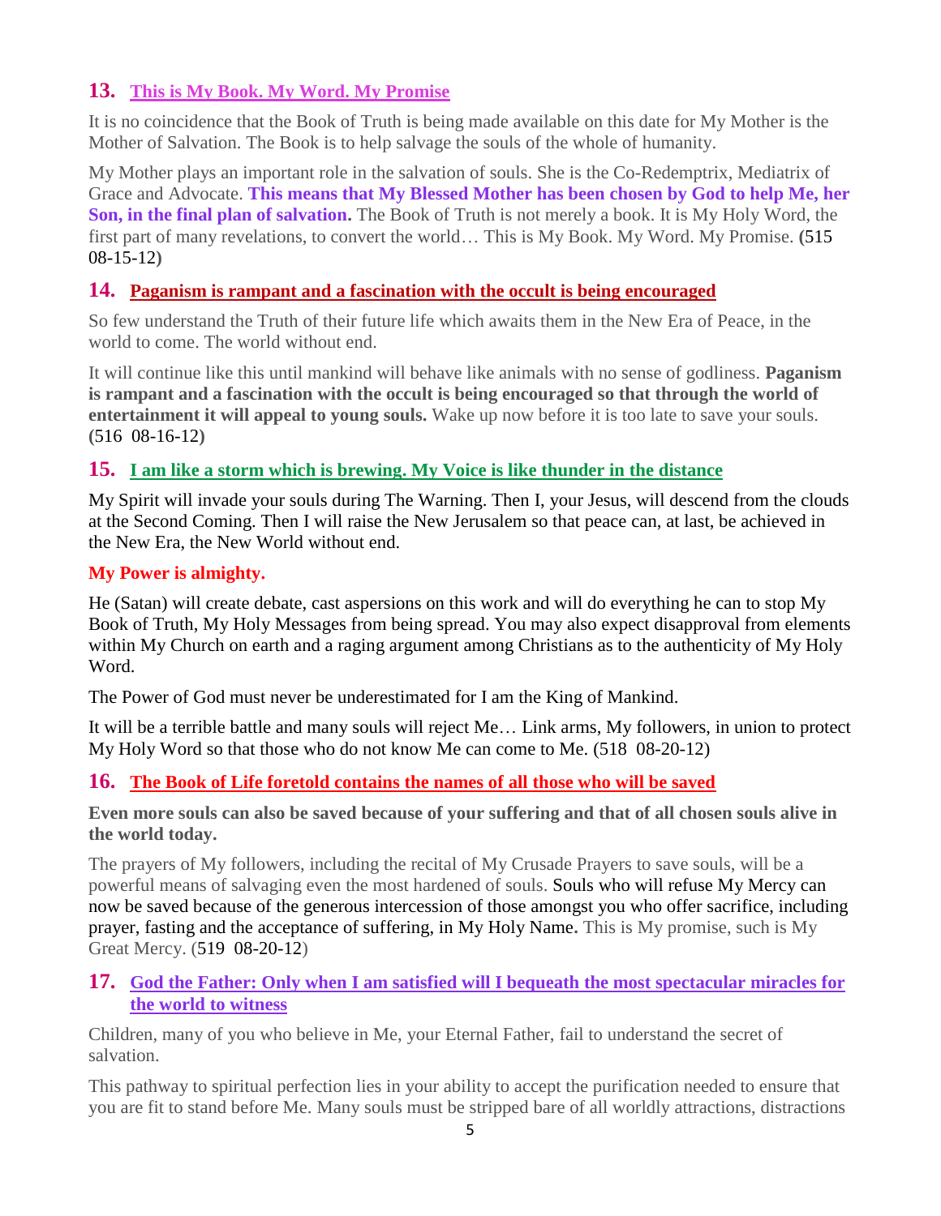## 13. This is My Book. My Word. My Promise

It is no coincidence that the Book of Truth is being made available on this date for My Mother is the Mother of Salvation. The Book is to help salvage the souls of the whole of humanity.

My Mother plays an important role in the salvation of souls. She is the Co-Redemptrix, Mediatrix of Grace and Advocate. **This means that My Blessed Mother has been chosen by God to help Me, her Son, in the final plan of salvation.** The Book of Truth is not merely a book. It is My Holy Word, the first part of many revelations, to convert the world… This is My Book. My Word. My Promise. **(**515 08-15-12**)**

## 14. Paganism is rampant and a fascination with the occult is being encouraged

So few understand the Truth of their future life which awaits them in the New Era of Peace, in the world to come. The world without end.

It will continue like this until mankind will behave like animals with no sense of godliness. **Paganism is rampant and a fascination with the occult is being encouraged so that through the world of entertainment it will appeal to young souls.** Wake up now before it is too late to save your souls. **(**516 08-16-12**)**

## 15. I am like a storm which is brewing. My Voice is like thunder in the distance

My Spirit will invade your souls during The Warning. Then I, your Jesus, will descend from the clouds at the Second Coming. Then I will raise the New Jerusalem so that peace can, at last, be achieved in the New Era, the New World without end.

**My Power is almighty.**

He (Satan) will create debate, cast aspersions on this work and will do everything he can to stop My Book of Truth, My Holy Messages from being spread. You may also expect disapproval from elements within My Church on earth and a raging argument among Christians as to the authenticity of My Holy Word.

The Power of God must never be underestimated for I am the King of Mankind.

It will be a terrible battle and many souls will reject Me… Link arms, My followers, in union to protect My Holy Word so that those who do not know Me can come to Me. (518 08-20-12)

## 16. The Book of Life foretold contains the names of all those who will be saved

**Even more souls can also be saved because of your suffering and that of all chosen souls alive in the world today.**

The prayers of My followers, including the recital of My Crusade Prayers to save souls, will be a powerful means of salvaging even the most hardened of souls. Souls who will refuse My Mercy can now be saved because of the generous intercession of those amongst you who offer sacrifice, including prayer, fasting and the acceptance of suffering, in My Holy Name. This is My promise, such is My Great Mercy. (519 08-20-12)

## 17. God the Father: Only when I am satisfied will I bequeath the most spectacular miracles for the world to witness

Children, many of you who believe in Me, your Eternal Father, fail to understand the secret of salvation.

This pathway to spiritual perfection lies in your ability to accept the purification needed to ensure that you are fit to stand before Me. Many souls must be stripped bare of all worldly attractions, distractions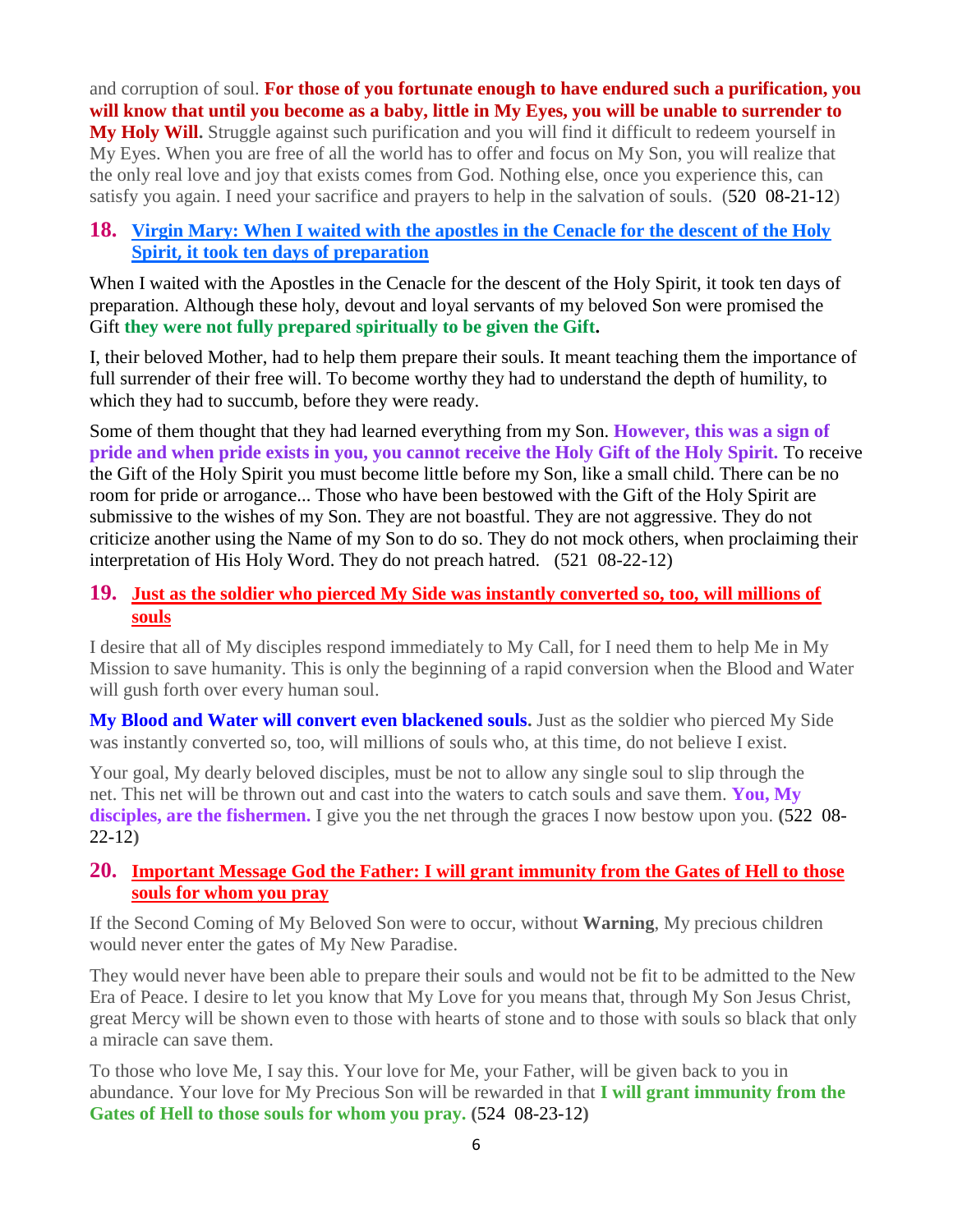and corruption of soul. **For those of you fortunate enough to have endured such a purification, you will know that until you become as a baby, little in My Eyes, you will be unable to surrender to My Holy Will.** Struggle against such purification and you will find it difficult to redeem yourself in My Eyes. When you are free of all the world has to offer and focus on My Son, you will realize that the only real love and joy that exists comes from God. Nothing else, once you experience this, can satisfy you again. I need your sacrifice and prayers to help in the salvation of souls. (520 08-21-12)

## 18. Virgin Mary: When I waited with the apostles in the Cenacle for the descent of the Holy Spirit, it took ten days of preparation

When I waited with the Apostles in the Cenacle for the descent of the Holy Spirit, it took ten days of preparation. Although these holy, devout and loyal servants of my beloved Son were promised the Gift **they were not fully prepared spiritually to be given the Gift.**

I, their beloved Mother, had to help them prepare their souls. It meant teaching them the importance of full surrender of their free will. To become worthy they had to understand the depth of humility, to which they had to succumb, before they were ready.

Some of them thought that they had learned everything from my Son. **However, this was a sign of pride and when pride exists in you, you cannot receive the Holy Gift of the Holy Spirit.** To receive the Gift of the Holy Spirit you must become little before my Son, like a small child. There can be no room for pride or arrogance... Those who have been bestowed with the Gift of the Holy Spirit are submissive to the wishes of my Son. They are not boastful. They are not aggressive. They do not criticize another using the Name of my Son to do so. They do not mock others, when proclaiming their interpretation of His Holy Word. They do not preach hatred. (521 08-22-12)

## 19. Just as the soldier who pierced My Side was instantly converted so, too, will millions of souls

I desire that all of My disciples respond immediately to My Call, for I need them to help Me in My Mission to save humanity. This is only the beginning of a rapid conversion when the Blood and Water will gush forth over every human soul.

**My Blood and Water will convert even blackened souls.** Just as the soldier who pierced My Side was instantly converted so, too, will millions of souls who, at this time, do not believe I exist.

Your goal, My dearly beloved disciples, must be not to allow any single soul to slip through the net. This net will be thrown out and cast into the waters to catch souls and save them. **You, My disciples, are the fishermen.** I give you the net through the graces I now bestow upon you. (522 08-22-12)

## 20. Important Message God the Father: I will grant immunity from the Gates of Hell to those souls for whom you pray

If the Second Coming of My Beloved Son were to occur, without **Warning**, My precious children would never enter the gates of My New Paradise.

They would never have been able to prepare their souls and would not be fit to be admitted to the New Era of Peace. I desire to let you know that My Love for you means that, through My Son Jesus Christ, great Mercy will be shown even to those with hearts of stone and to those with souls so black that only a miracle can save them.

To those who love Me, I say this. Your love for Me, your Father, will be given back to you in abundance. Your love for My Precious Son will be rewarded in that **I will grant immunity from the Gates of Hell to those souls for whom you pray.** (524 08-23-12)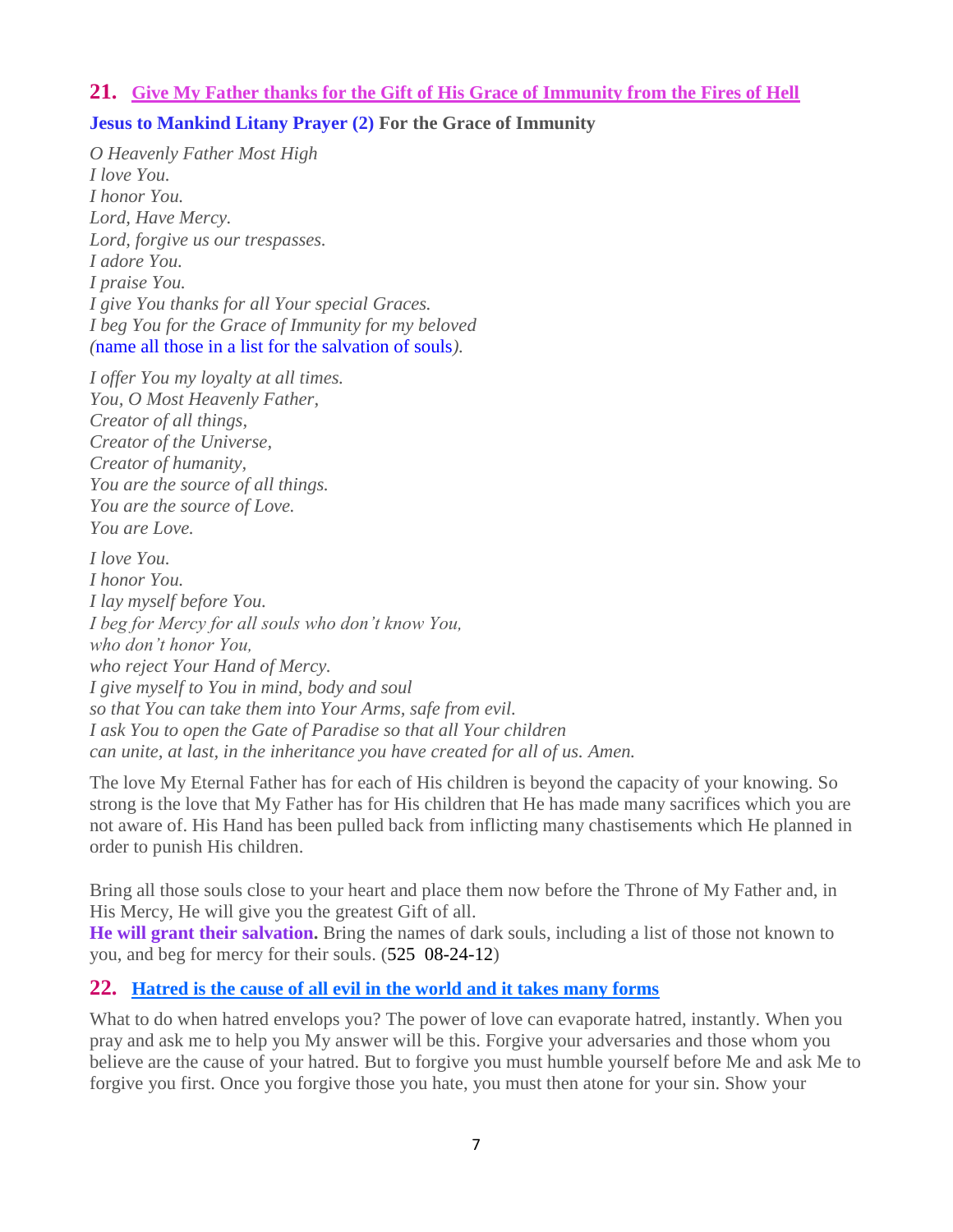## 21. Give My Father thanks for the Gift of His Grace of Immunity from the Fires of Hell

**Jesus to Mankind Litany Prayer (2) For the Grace of Immunity**

*O Heavenly Father Most High*
*I love You.*
*I honor You.*
*Lord, Have Mercy.*
*Lord, forgive us our trespasses.*
*I adore You.*
*I praise You.*
*I give You thanks for all Your special Graces.*
*I beg You for the Grace of Immunity for my beloved*
*(*name all those in a list for the salvation of souls*).*

*I offer You my loyalty at all times.*
*You, O Most Heavenly Father,*
*Creator of all things,*
*Creator of the Universe,*
*Creator of humanity,*
*You are the source of all things.*
*You are the source of Love.*
*You are Love.*

*I love You.*
*I honor You.*
*I lay myself before You.*
*I beg for Mercy for all souls who don't know You,*
*who don't honor You,*
*who reject Your Hand of Mercy.*
*I give myself to You in mind, body and soul*
*so that You can take them into Your Arms, safe from evil.*
*I ask You to open the Gate of Paradise so that all Your children*
*can unite, at last, in the inheritance you have created for all of us. Amen.*

The love My Eternal Father has for each of His children is beyond the capacity of your knowing. So strong is the love that My Father has for His children that He has made many sacrifices which you are not aware of. His Hand has been pulled back from inflicting many chastisements which He planned in order to punish His children.

Bring all those souls close to your heart and place them now before the Throne of My Father and, in His Mercy, He will give you the greatest Gift of all.
**He will grant their salvation.** Bring the names of dark souls, including a list of those not known to you, and beg for mercy for their souls. (525 08-24-12)

## 22. Hatred is the cause of all evil in the world and it takes many forms

What to do when hatred envelops you? The power of love can evaporate hatred, instantly. When you pray and ask me to help you My answer will be this. Forgive your adversaries and those whom you believe are the cause of your hatred. But to forgive you must humble yourself before Me and ask Me to forgive you first. Once you forgive those you hate, you must then atone for your sin. Show your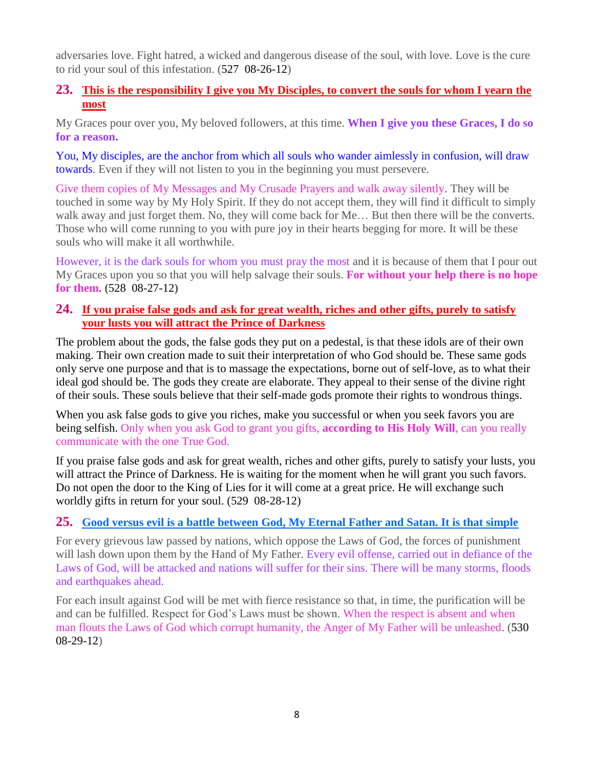adversaries love. Fight hatred, a wicked and dangerous disease of the soul, with love. Love is the cure to rid your soul of this infestation. (527 08-26-12)

## 23. This is the responsibility I give you My Disciples, to convert the souls for whom I yearn the most

My Graces pour over you, My beloved followers, at this time. **When I give you these Graces, I do so for a reason.**

You, My disciples, are the anchor from which all souls who wander aimlessly in confusion, will draw towards. Even if they will not listen to you in the beginning you must persevere.

Give them copies of My Messages and My Crusade Prayers and walk away silently. They will be touched in some way by My Holy Spirit. If they do not accept them, they will find it difficult to simply walk away and just forget them. No, they will come back for Me… But then there will be the converts. Those who will come running to you with pure joy in their hearts begging for more. It will be these souls who will make it all worthwhile.

However, it is the dark souls for whom you must pray the most and it is because of them that I pour out My Graces upon you so that you will help salvage their souls. **For without your help there is no hope for them. (**528 08-27-12**)**

## 24. If you praise false gods and ask for great wealth, riches and other gifts, purely to satisfy your lusts you will attract the Prince of Darkness

The problem about the gods, the false gods they put on a pedestal, is that these idols are of their own making. Their own creation made to suit their interpretation of who God should be. These same gods only serve one purpose and that is to massage the expectations, borne out of self-love, as to what their ideal god should be. The gods they create are elaborate. They appeal to their sense of the divine right of their souls. These souls believe that their self-made gods promote their rights to wondrous things.

When you ask false gods to give you riches, make you successful or when you seek favors you are being selfish. Only when you ask God to grant you gifts, **according to His Holy Will**, can you really communicate with the one True God.

If you praise false gods and ask for great wealth, riches and other gifts, purely to satisfy your lusts, you will attract the Prince of Darkness. He is waiting for the moment when he will grant you such favors. Do not open the door to the King of Lies for it will come at a great price. He will exchange such worldly gifts in return for your soul. (529 08-28-12)

## 25. Good versus evil is a battle between God, My Eternal Father and Satan. It is that simple

For every grievous law passed by nations, which oppose the Laws of God, the forces of punishment will lash down upon them by the Hand of My Father. Every evil offense, carried out in defiance of the Laws of God, will be attacked and nations will suffer for their sins. There will be many storms, floods and earthquakes ahead.

For each insult against God will be met with fierce resistance so that, in time, the purification will be and can be fulfilled. Respect for God's Laws must be shown. When the respect is absent and when man flouts the Laws of God which corrupt humanity, the Anger of My Father will be unleashed. (530 08-29-12)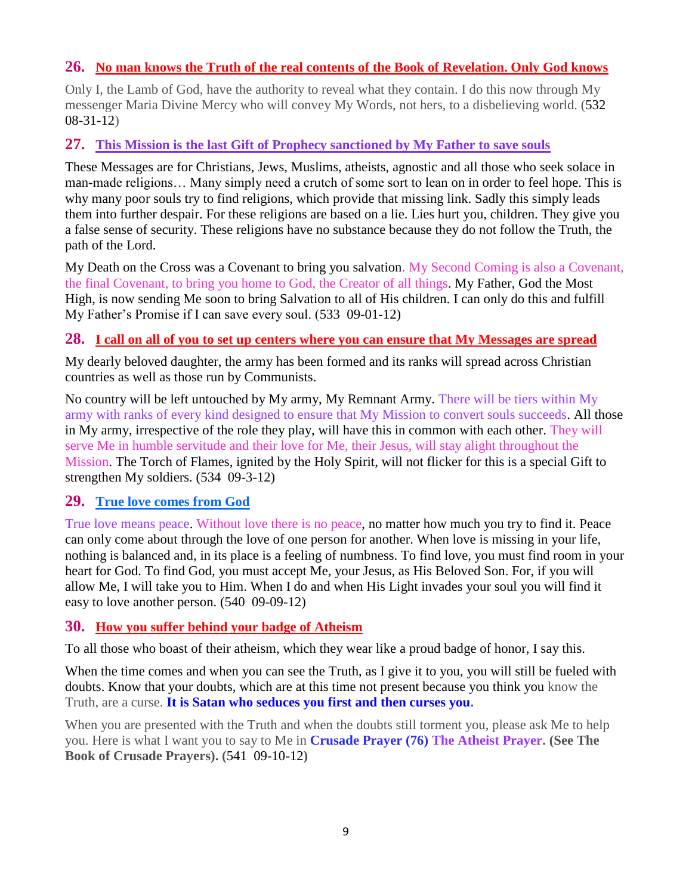## 26. No man knows the Truth of the real contents of the Book of Revelation. Only God knows

Only I, the Lamb of God, have the authority to reveal what they contain. I do this now through My messenger Maria Divine Mercy who will convey My Words, not hers, to a disbelieving world. (532 08-31-12)

## 27. This Mission is the last Gift of Prophecy sanctioned by My Father to save souls

These Messages are for Christians, Jews, Muslims, atheists, agnostic and all those who seek solace in man-made religions… Many simply need a crutch of some sort to lean on in order to feel hope. This is why many poor souls try to find religions, which provide that missing link. Sadly this simply leads them into further despair. For these religions are based on a lie. Lies hurt you, children. They give you a false sense of security. These religions have no substance because they do not follow the Truth, the path of the Lord.

My Death on the Cross was a Covenant to bring you salvation. My Second Coming is also a Covenant, the final Covenant, to bring you home to God, the Creator of all things. My Father, God the Most High, is now sending Me soon to bring Salvation to all of His children. I can only do this and fulfill My Father's Promise if I can save every soul. (533 09-01-12)

## 28. I call on all of you to set up centers where you can ensure that My Messages are spread

My dearly beloved daughter, the army has been formed and its ranks will spread across Christian countries as well as those run by Communists.

No country will be left untouched by My army, My Remnant Army. There will be tiers within My army with ranks of every kind designed to ensure that My Mission to convert souls succeeds. All those in My army, irrespective of the role they play, will have this in common with each other. They will serve Me in humble servitude and their love for Me, their Jesus, will stay alight throughout the Mission. The Torch of Flames, ignited by the Holy Spirit, will not flicker for this is a special Gift to strengthen My soldiers. (534 09-3-12)

## 29. True love comes from God

True love means peace. Without love there is no peace, no matter how much you try to find it. Peace can only come about through the love of one person for another. When love is missing in your life, nothing is balanced and, in its place is a feeling of numbness. To find love, you must find room in your heart for God. To find God, you must accept Me, your Jesus, as His Beloved Son. For, if you will allow Me, I will take you to Him. When I do and when His Light invades your soul you will find it easy to love another person. (540 09-09-12)

## 30. How you suffer behind your badge of Atheism

To all those who boast of their atheism, which they wear like a proud badge of honor, I say this.

When the time comes and when you can see the Truth, as I give it to you, you will still be fueled with doubts. Know that your doubts, which are at this time not present because you think you know the Truth, are a curse. **It is Satan who seduces you first and then curses you.**

When you are presented with the Truth and when the doubts still torment you, please ask Me to help you. Here is what I want you to say to Me in **Crusade Prayer (76) The Atheist Prayer. (See The Book of Crusade Prayers). (541 09-10-12)**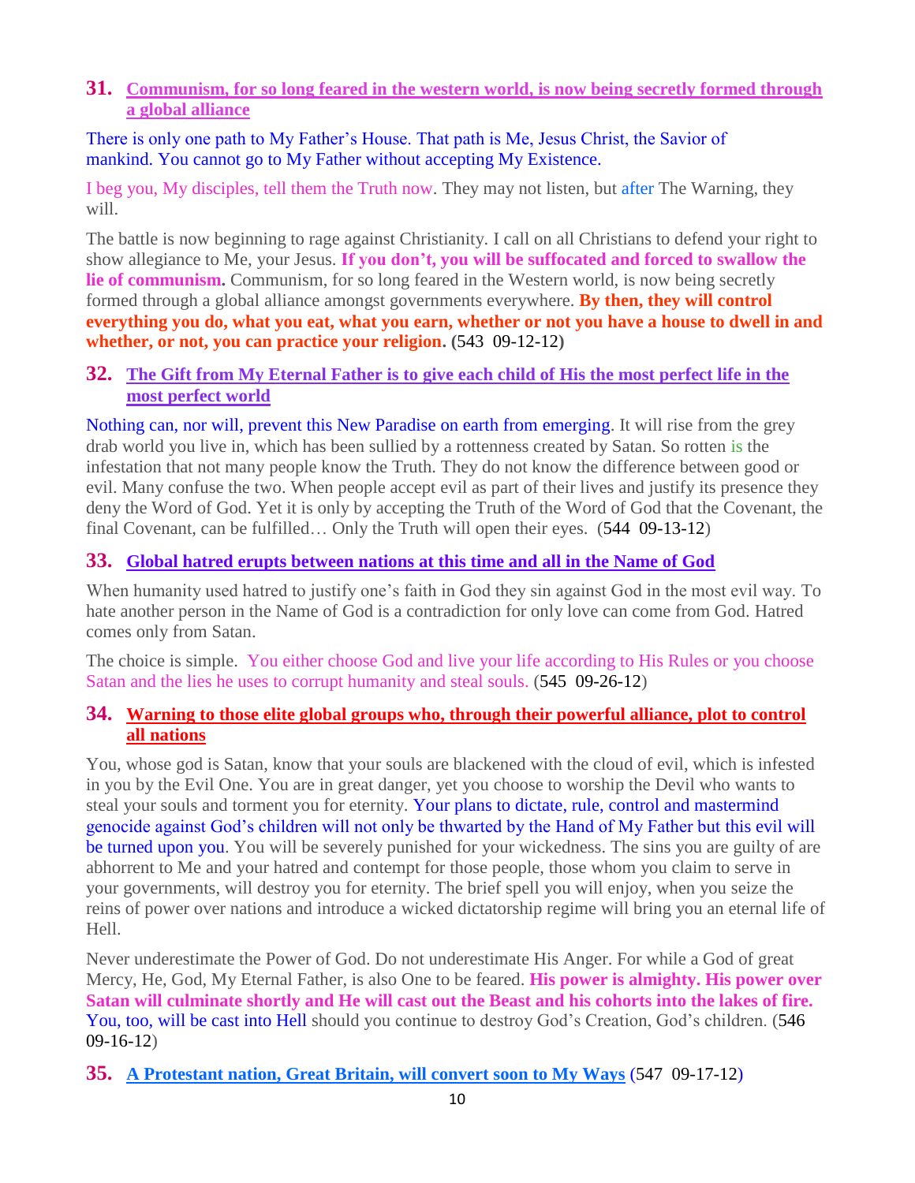## 31. Communism, for so long feared in the western world, is now being secretly formed through a global alliance

There is only one path to My Father's House. That path is Me, Jesus Christ, the Savior of mankind. You cannot go to My Father without accepting My Existence.

I beg you, My disciples, tell them the Truth now. They may not listen, but after The Warning, they will.

The battle is now beginning to rage against Christianity. I call on all Christians to defend your right to show allegiance to Me, your Jesus. **If you don't, you will be suffocated and forced to swallow the lie of communism.** Communism, for so long feared in the Western world, is now being secretly formed through a global alliance amongst governments everywhere. **By then, they will control everything you do, what you eat, what you earn, whether or not you have a house to dwell in and whether, or not, you can practice your religion. (**543 09-12-12**)**

## 32. The Gift from My Eternal Father is to give each child of His the most perfect life in the most perfect world

Nothing can, nor will, prevent this New Paradise on earth from emerging. It will rise from the grey drab world you live in, which has been sullied by a rottenness created by Satan. So rotten is the infestation that not many people know the Truth. They do not know the difference between good or evil. Many confuse the two. When people accept evil as part of their lives and justify its presence they deny the Word of God. Yet it is only by accepting the Truth of the Word of God that the Covenant, the final Covenant, can be fulfilled… Only the Truth will open their eyes. (544 09-13-12)

## 33. Global hatred erupts between nations at this time and all in the Name of God

When humanity used hatred to justify one's faith in God they sin against God in the most evil way. To hate another person in the Name of God is a contradiction for only love can come from God. Hatred comes only from Satan.

The choice is simple. You either choose God and live your life according to His Rules or you choose Satan and the lies he uses to corrupt humanity and steal souls. (545 09-26-12)

## 34. Warning to those elite global groups who, through their powerful alliance, plot to control all nations

You, whose god is Satan, know that your souls are blackened with the cloud of evil, which is infested in you by the Evil One. You are in great danger, yet you choose to worship the Devil who wants to steal your souls and torment you for eternity. Your plans to dictate, rule, control and mastermind genocide against God's children will not only be thwarted by the Hand of My Father but this evil will be turned upon you. You will be severely punished for your wickedness. The sins you are guilty of are abhorrent to Me and your hatred and contempt for those people, those whom you claim to serve in your governments, will destroy you for eternity. The brief spell you will enjoy, when you seize the reins of power over nations and introduce a wicked dictatorship regime will bring you an eternal life of Hell.

Never underestimate the Power of God. Do not underestimate His Anger. For while a God of great Mercy, He, God, My Eternal Father, is also One to be feared. **His power is almighty. His power over Satan will culminate shortly and He will cast out the Beast and his cohorts into the lakes of fire.** You, too, will be cast into Hell should you continue to destroy God's Creation, God's children. (546 09-16-12)

## 35. A Protestant nation, Great Britain, will convert soon to My Ways (547 09-17-12)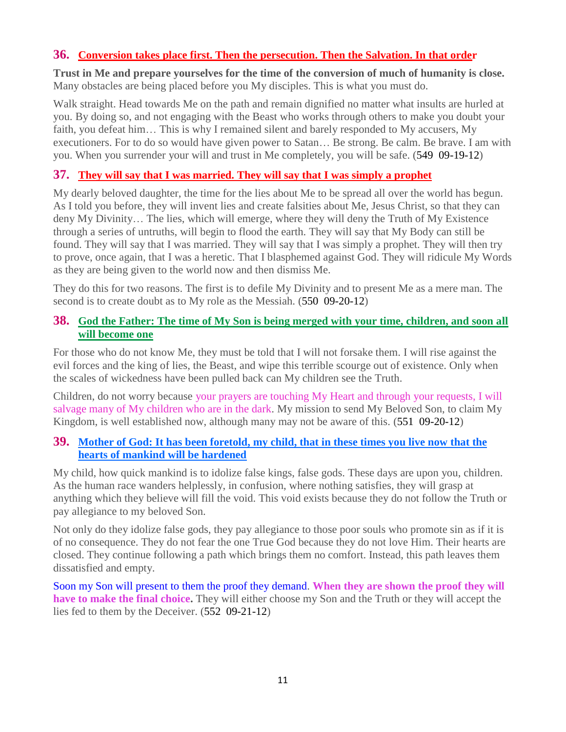## 36. Conversion takes place first. Then the persecution. Then the Salvation. In that order

**Trust in Me and prepare yourselves for the time of the conversion of much of humanity is close.** Many obstacles are being placed before you My disciples. This is what you must do.

Walk straight. Head towards Me on the path and remain dignified no matter what insults are hurled at you. By doing so, and not engaging with the Beast who works through others to make you doubt your faith, you defeat him… This is why I remained silent and barely responded to My accusers, My executioners. For to do so would have given power to Satan… Be strong. Be calm. Be brave. I am with you. When you surrender your will and trust in Me completely, you will be safe. (549 09-19-12)

## 37. They will say that I was married. They will say that I was simply a prophet

My dearly beloved daughter, the time for the lies about Me to be spread all over the world has begun. As I told you before, they will invent lies and create falsities about Me, Jesus Christ, so that they can deny My Divinity… The lies, which will emerge, where they will deny the Truth of My Existence through a series of untruths, will begin to flood the earth. They will say that My Body can still be found. They will say that I was married. They will say that I was simply a prophet. They will then try to prove, once again, that I was a heretic. That I blasphemed against God. They will ridicule My Words as they are being given to the world now and then dismiss Me.

They do this for two reasons. The first is to defile My Divinity and to present Me as a mere man. The second is to create doubt as to My role as the Messiah. (550 09-20-12)

## 38. God the Father: The time of My Son is being merged with your time, children, and soon all will become one

For those who do not know Me, they must be told that I will not forsake them. I will rise against the evil forces and the king of lies, the Beast, and wipe this terrible scourge out of existence. Only when the scales of wickedness have been pulled back can My children see the Truth.

Children, do not worry because your prayers are touching My Heart and through your requests, I will salvage many of My children who are in the dark. My mission to send My Beloved Son, to claim My Kingdom, is well established now, although many may not be aware of this. (551 09-20-12)

## 39. Mother of God: It has been foretold, my child, that in these times you live now that the hearts of mankind will be hardened

My child, how quick mankind is to idolize false kings, false gods. These days are upon you, children. As the human race wanders helplessly, in confusion, where nothing satisfies, they will grasp at anything which they believe will fill the void. This void exists because they do not follow the Truth or pay allegiance to my beloved Son.

Not only do they idolize false gods, they pay allegiance to those poor souls who promote sin as if it is of no consequence. They do not fear the one True God because they do not love Him. Their hearts are closed. They continue following a path which brings them no comfort. Instead, this path leaves them dissatisfied and empty.

Soon my Son will present to them the proof they demand. **When they are shown the proof they will have to make the final choice.** They will either choose my Son and the Truth or they will accept the lies fed to them by the Deceiver. (552 09-21-12)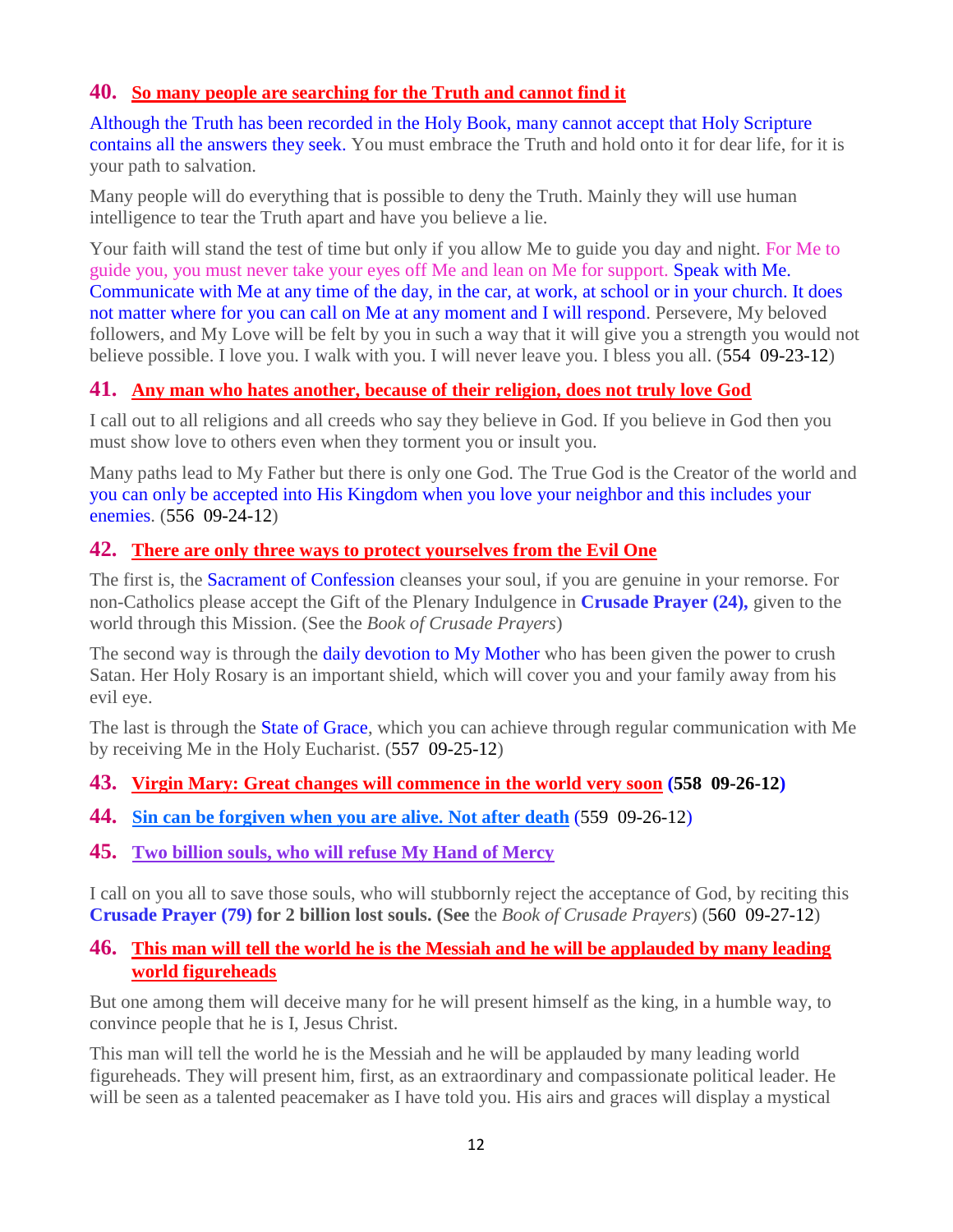### 40. So many people are searching for the Truth and cannot find it

Although the Truth has been recorded in the Holy Book, many cannot accept that Holy Scripture contains all the answers they seek. You must embrace the Truth and hold onto it for dear life, for it is your path to salvation.

Many people will do everything that is possible to deny the Truth. Mainly they will use human intelligence to tear the Truth apart and have you believe a lie.

Your faith will stand the test of time but only if you allow Me to guide you day and night. For Me to guide you, you must never take your eyes off Me and lean on Me for support. Speak with Me. Communicate with Me at any time of the day, in the car, at work, at school or in your church. It does not matter where for you can call on Me at any moment and I will respond. Persevere, My beloved followers, and My Love will be felt by you in such a way that it will give you a strength you would not believe possible. I love you. I walk with you. I will never leave you. I bless you all. (554 09-23-12)

### 41. Any man who hates another, because of their religion, does not truly love God

I call out to all religions and all creeds who say they believe in God. If you believe in God then you must show love to others even when they torment you or insult you.

Many paths lead to My Father but there is only one God. The True God is the Creator of the world and you can only be accepted into His Kingdom when you love your neighbor and this includes your enemies. (556 09-24-12)

### 42. There are only three ways to protect yourselves from the Evil One

The first is, the Sacrament of Confession cleanses your soul, if you are genuine in your remorse. For non-Catholics please accept the Gift of the Plenary Indulgence in **Crusade Prayer (24),** given to the world through this Mission. (See the *Book of Crusade Prayers*)

The second way is through the daily devotion to My Mother who has been given the power to crush Satan. Her Holy Rosary is an important shield, which will cover you and your family away from his evil eye.

The last is through the State of Grace, which you can achieve through regular communication with Me by receiving Me in the Holy Eucharist. (557 09-25-12)

### 43. Virgin Mary: Great changes will commence in the world very soon (558 09-26-12)

### 44. Sin can be forgiven when you are alive. Not after death (559 09-26-12)

### 45. Two billion souls, who will refuse My Hand of Mercy

I call on you all to save those souls, who will stubbornly reject the acceptance of God, by reciting this **Crusade Prayer (79) for 2 billion lost souls. (See** the *Book of Crusade Prayers*) (560 09-27-12)

### 46. This man will tell the world he is the Messiah and he will be applauded by many leading world figureheads

But one among them will deceive many for he will present himself as the king, in a humble way, to convince people that he is I, Jesus Christ.

This man will tell the world he is the Messiah and he will be applauded by many leading world figureheads. They will present him, first, as an extraordinary and compassionate political leader. He will be seen as a talented peacemaker as I have told you. His airs and graces will display a mystical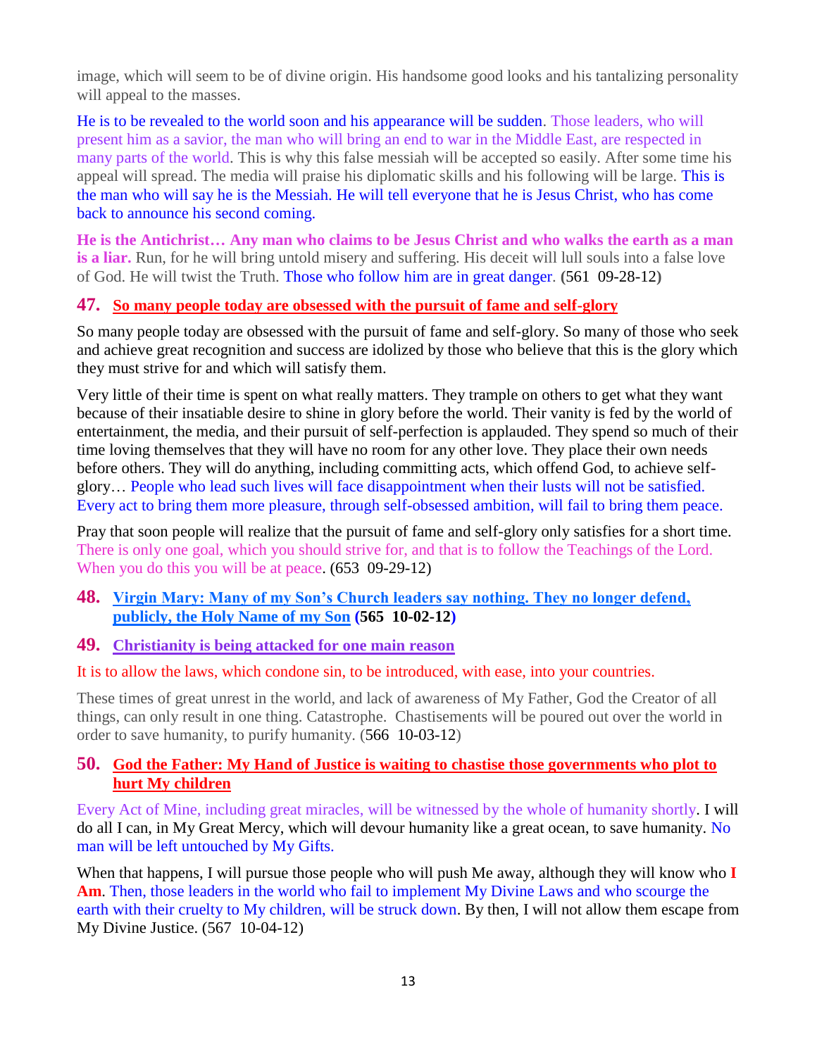image, which will seem to be of divine origin. His handsome good looks and his tantalizing personality will appeal to the masses.

He is to be revealed to the world soon and his appearance will be sudden. Those leaders, who will present him as a savior, the man who will bring an end to war in the Middle East, are respected in many parts of the world. This is why this false messiah will be accepted so easily. After some time his appeal will spread. The media will praise his diplomatic skills and his following will be large. This is the man who will say he is the Messiah. He will tell everyone that he is Jesus Christ, who has come back to announce his second coming.

**He is the Antichrist… Any man who claims to be Jesus Christ and who walks the earth as a man is a liar.** Run, for he will bring untold misery and suffering. His deceit will lull souls into a false love of God. He will twist the Truth. Those who follow him are in great danger. (561 09-28-12)

### 47. So many people today are obsessed with the pursuit of fame and self-glory

So many people today are obsessed with the pursuit of fame and self-glory. So many of those who seek and achieve great recognition and success are idolized by those who believe that this is the glory which they must strive for and which will satisfy them.

Very little of their time is spent on what really matters. They trample on others to get what they want because of their insatiable desire to shine in glory before the world. Their vanity is fed by the world of entertainment, the media, and their pursuit of self-perfection is applauded. They spend so much of their time loving themselves that they will have no room for any other love. They place their own needs before others. They will do anything, including committing acts, which offend God, to achieve self-glory… People who lead such lives will face disappointment when their lusts will not be satisfied. Every act to bring them more pleasure, through self-obsessed ambition, will fail to bring them peace.

Pray that soon people will realize that the pursuit of fame and self-glory only satisfies for a short time. There is only one goal, which you should strive for, and that is to follow the Teachings of the Lord. When you do this you will be at peace. (653 09-29-12)

### 48. Virgin Mary: Many of my Son's Church leaders say nothing. They no longer defend, publicly, the Holy Name of my Son (565 10-02-12)

### 49. Christianity is being attacked for one main reason

It is to allow the laws, which condone sin, to be introduced, with ease, into your countries.

These times of great unrest in the world, and lack of awareness of My Father, God the Creator of all things, can only result in one thing. Catastrophe. Chastisements will be poured out over the world in order to save humanity, to purify humanity. (566 10-03-12)

### 50. God the Father: My Hand of Justice is waiting to chastise those governments who plot to hurt My children

Every Act of Mine, including great miracles, will be witnessed by the whole of humanity shortly. I will do all I can, in My Great Mercy, which will devour humanity like a great ocean, to save humanity. No man will be left untouched by My Gifts.

When that happens, I will pursue those people who will push Me away, although they will know who **I Am**. Then, those leaders in the world who fail to implement My Divine Laws and who scourge the earth with their cruelty to My children, will be struck down. By then, I will not allow them escape from My Divine Justice. (567 10-04-12)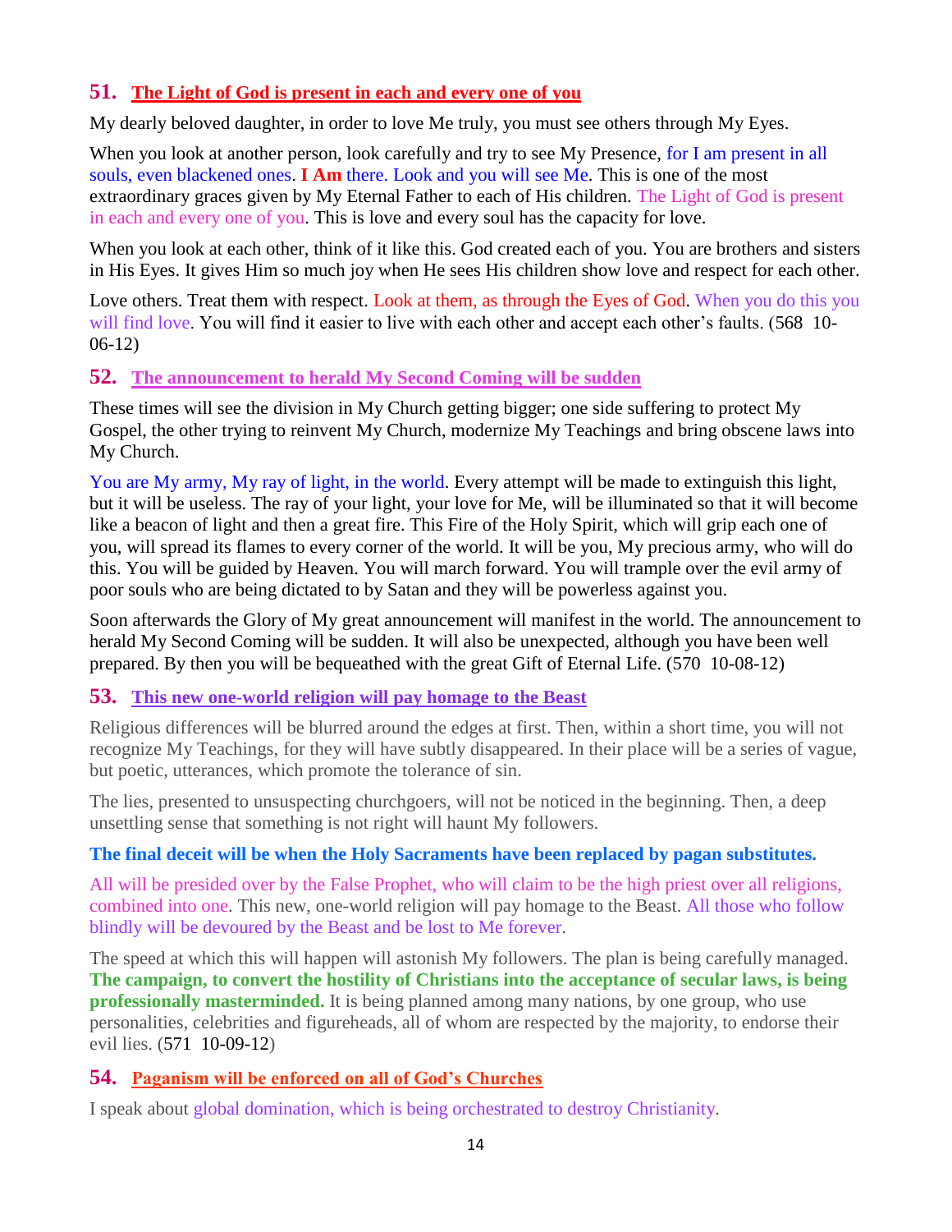## 51. The Light of God is present in each and every one of you

My dearly beloved daughter, in order to love Me truly, you must see others through My Eyes.

When you look at another person, look carefully and try to see My Presence, for I am present in all souls, even blackened ones. **I Am** there. Look and you will see Me. This is one of the most extraordinary graces given by My Eternal Father to each of His children. The Light of God is present in each and every one of you. This is love and every soul has the capacity for love.

When you look at each other, think of it like this. God created each of you. You are brothers and sisters in His Eyes. It gives Him so much joy when He sees His children show love and respect for each other.

Love others. Treat them with respect. Look at them, as through the Eyes of God. When you do this you will find love. You will find it easier to live with each other and accept each other's faults. (568 10-06-12)

## 52. The announcement to herald My Second Coming will be sudden

These times will see the division in My Church getting bigger; one side suffering to protect My Gospel, the other trying to reinvent My Church, modernize My Teachings and bring obscene laws into My Church.

You are My army, My ray of light, in the world. Every attempt will be made to extinguish this light, but it will be useless. The ray of your light, your love for Me, will be illuminated so that it will become like a beacon of light and then a great fire. This Fire of the Holy Spirit, which will grip each one of you, will spread its flames to every corner of the world. It will be you, My precious army, who will do this. You will be guided by Heaven. You will march forward. You will trample over the evil army of poor souls who are being dictated to by Satan and they will be powerless against you.

Soon afterwards the Glory of My great announcement will manifest in the world. The announcement to herald My Second Coming will be sudden. It will also be unexpected, although you have been well prepared. By then you will be bequeathed with the great Gift of Eternal Life. (570 10-08-12)

## 53. This new one-world religion will pay homage to the Beast

Religious differences will be blurred around the edges at first. Then, within a short time, you will not recognize My Teachings, for they will have subtly disappeared. In their place will be a series of vague, but poetic, utterances, which promote the tolerance of sin.

The lies, presented to unsuspecting churchgoers, will not be noticed in the beginning. Then, a deep unsettling sense that something is not right will haunt My followers.

**The final deceit will be when the Holy Sacraments have been replaced by pagan substitutes.**

All will be presided over by the False Prophet, who will claim to be the high priest over all religions, combined into one. This new, one-world religion will pay homage to the Beast. All those who follow blindly will be devoured by the Beast and be lost to Me forever.

The speed at which this will happen will astonish My followers. The plan is being carefully managed. **The campaign, to convert the hostility of Christians into the acceptance of secular laws, is being professionally masterminded.** It is being planned among many nations, by one group, who use personalities, celebrities and figureheads, all of whom are respected by the majority, to endorse their evil lies. (571 10-09-12)

## 54. Paganism will be enforced on all of God's Churches

I speak about global domination, which is being orchestrated to destroy Christianity.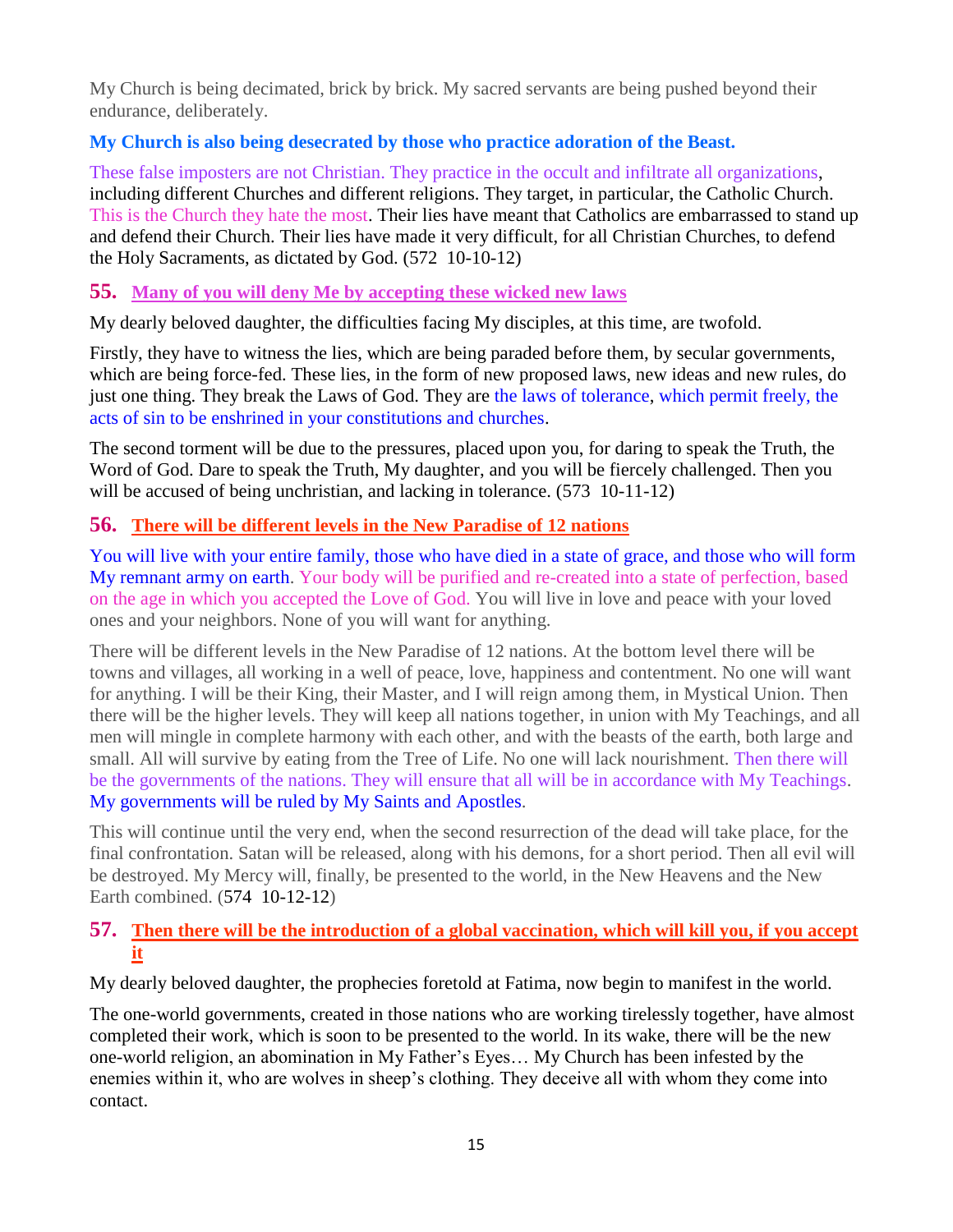My Church is being decimated, brick by brick. My sacred servants are being pushed beyond their endurance, deliberately.

**My Church is also being desecrated by those who practice adoration of the Beast.**

These false imposters are not Christian. They practice in the occult and infiltrate all organizations, including different Churches and different religions. They target, in particular, the Catholic Church. This is the Church they hate the most. Their lies have meant that Catholics are embarrassed to stand up and defend their Church. Their lies have made it very difficult, for all Christian Churches, to defend the Holy Sacraments, as dictated by God. (572 10-10-12)

## 55. Many of you will deny Me by accepting these wicked new laws

My dearly beloved daughter, the difficulties facing My disciples, at this time, are twofold.

Firstly, they have to witness the lies, which are being paraded before them, by secular governments, which are being force-fed. These lies, in the form of new proposed laws, new ideas and new rules, do just one thing. They break the Laws of God. They are the laws of tolerance, which permit freely, the acts of sin to be enshrined in your constitutions and churches.

The second torment will be due to the pressures, placed upon you, for daring to speak the Truth, the Word of God. Dare to speak the Truth, My daughter, and you will be fiercely challenged. Then you will be accused of being unchristian, and lacking in tolerance. (573 10-11-12)

## 56. There will be different levels in the New Paradise of 12 nations

You will live with your entire family, those who have died in a state of grace, and those who will form My remnant army on earth. Your body will be purified and re-created into a state of perfection, based on the age in which you accepted the Love of God. You will live in love and peace with your loved ones and your neighbors. None of you will want for anything.

There will be different levels in the New Paradise of 12 nations. At the bottom level there will be towns and villages, all working in a well of peace, love, happiness and contentment. No one will want for anything. I will be their King, their Master, and I will reign among them, in Mystical Union. Then there will be the higher levels. They will keep all nations together, in union with My Teachings, and all men will mingle in complete harmony with each other, and with the beasts of the earth, both large and small. All will survive by eating from the Tree of Life. No one will lack nourishment. Then there will be the governments of the nations. They will ensure that all will be in accordance with My Teachings. My governments will be ruled by My Saints and Apostles.

This will continue until the very end, when the second resurrection of the dead will take place, for the final confrontation. Satan will be released, along with his demons, for a short period. Then all evil will be destroyed. My Mercy will, finally, be presented to the world, in the New Heavens and the New Earth combined. (574 10-12-12)

## 57. Then there will be the introduction of a global vaccination, which will kill you, if you accept it

My dearly beloved daughter, the prophecies foretold at Fatima, now begin to manifest in the world.

The one-world governments, created in those nations who are working tirelessly together, have almost completed their work, which is soon to be presented to the world. In its wake, there will be the new one-world religion, an abomination in My Father's Eyes… My Church has been infested by the enemies within it, who are wolves in sheep's clothing. They deceive all with whom they come into contact.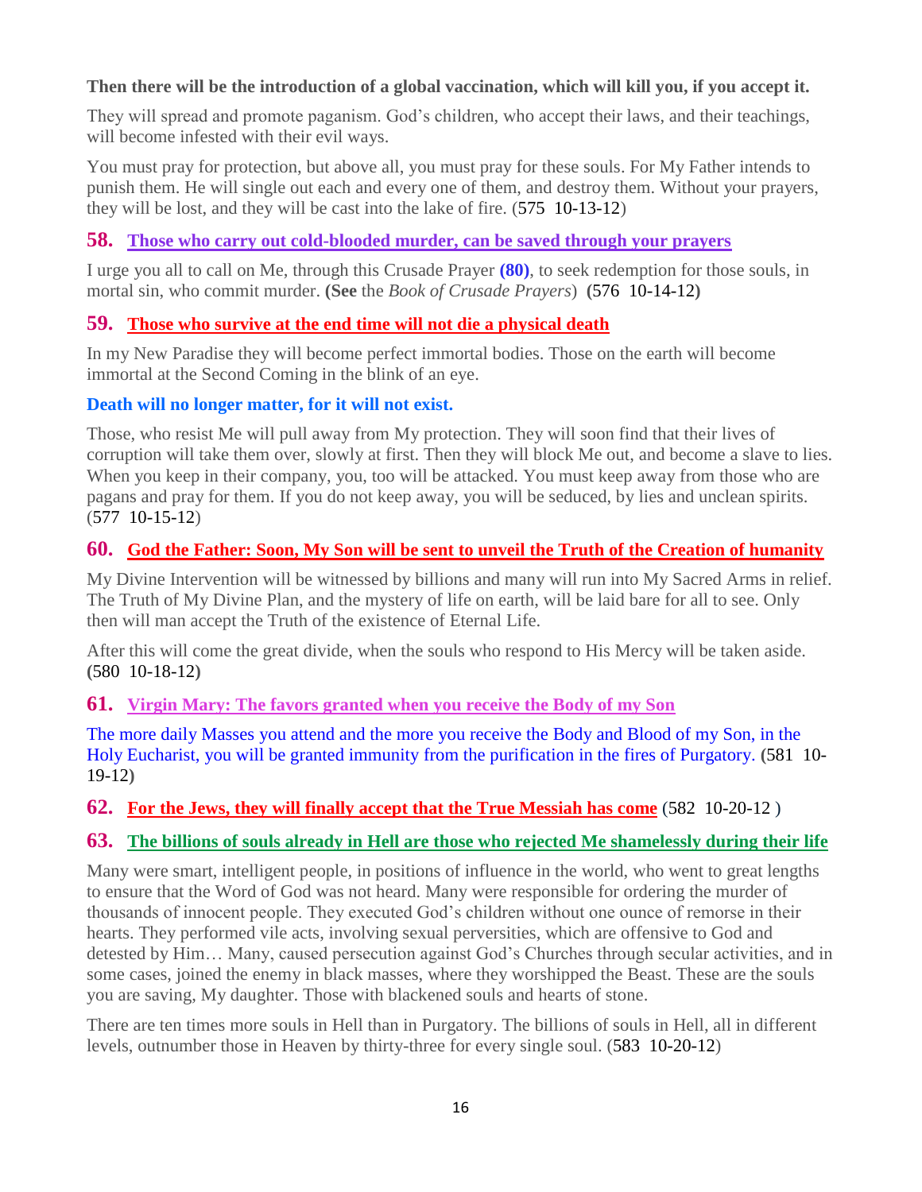**Then there will be the introduction of a global vaccination, which will kill you, if you accept it.**

They will spread and promote paganism. God's children, who accept their laws, and their teachings, will become infested with their evil ways.

You must pray for protection, but above all, you must pray for these souls. For My Father intends to punish them. He will single out each and every one of them, and destroy them. Without your prayers, they will be lost, and they will be cast into the lake of fire. (575  10-13-12)

## 58. Those who carry out cold-blooded murder, can be saved through your prayers

I urge you all to call on Me, through this Crusade Prayer **(80)**, to seek redemption for those souls, in mortal sin, who commit murder. **(See** the *Book of Crusade Prayers*) **(**576  10-14-12**)**

## 59. Those who survive at the end time will not die a physical death

In my New Paradise they will become perfect immortal bodies. Those on the earth will become immortal at the Second Coming in the blink of an eye.

**Death will no longer matter, for it will not exist.**

Those, who resist Me will pull away from My protection. They will soon find that their lives of corruption will take them over, slowly at first. Then they will block Me out, and become a slave to lies. When you keep in their company, you, too will be attacked. You must keep away from those who are pagans and pray for them. If you do not keep away, you will be seduced, by lies and unclean spirits. (577  10-15-12)

## 60. God the Father: Soon, My Son will be sent to unveil the Truth of the Creation of humanity

My Divine Intervention will be witnessed by billions and many will run into My Sacred Arms in relief. The Truth of My Divine Plan, and the mystery of life on earth, will be laid bare for all to see. Only then will man accept the Truth of the existence of Eternal Life.

After this will come the great divide, when the souls who respond to His Mercy will be taken aside. **(**580  10-18-12**)**

## 61. Virgin Mary: The favors granted when you receive the Body of my Son

The more daily Masses you attend and the more you receive the Body and Blood of my Son, in the Holy Eucharist, you will be granted immunity from the purification in the fires of Purgatory. **(**581  10-19-12**)**

## 62. For the Jews, they will finally accept that the True Messiah has come (582  10-20-12 )

## 63. The billions of souls already in Hell are those who rejected Me shamelessly during their life

Many were smart, intelligent people, in positions of influence in the world, who went to great lengths to ensure that the Word of God was not heard. Many were responsible for ordering the murder of thousands of innocent people. They executed God's children without one ounce of remorse in their hearts. They performed vile acts, involving sexual perversities, which are offensive to God and detested by Him… Many, caused persecution against God's Churches through secular activities, and in some cases, joined the enemy in black masses, where they worshipped the Beast. These are the souls you are saving, My daughter. Those with blackened souls and hearts of stone.

There are ten times more souls in Hell than in Purgatory. The billions of souls in Hell, all in different levels, outnumber those in Heaven by thirty-three for every single soul. (583  10-20-12)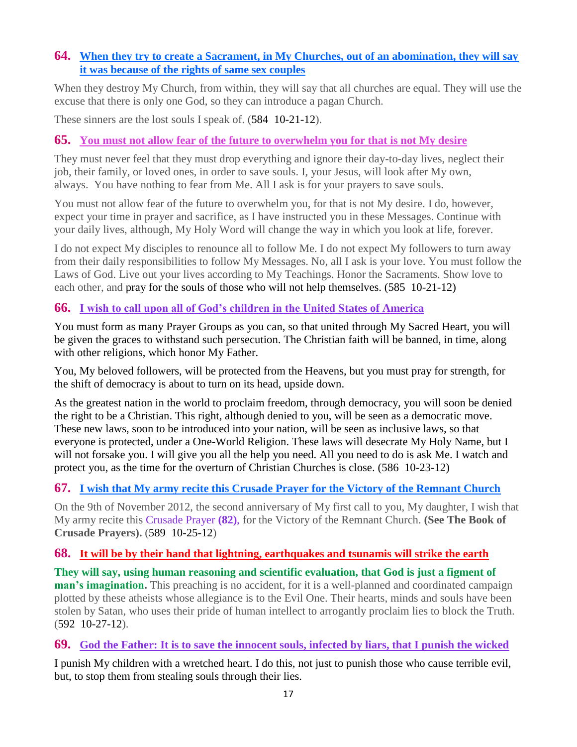## 64. When they try to create a Sacrament, in My Churches, out of an abomination, they will say it was because of the rights of same sex couples

When they destroy My Church, from within, they will say that all churches are equal. They will use the excuse that there is only one God, so they can introduce a pagan Church.

These sinners are the lost souls I speak of. (584 10-21-12).

## 65. You must not allow fear of the future to overwhelm you for that is not My desire

They must never feel that they must drop everything and ignore their day-to-day lives, neglect their job, their family, or loved ones, in order to save souls. I, your Jesus, will look after My own, always. You have nothing to fear from Me. All I ask is for your prayers to save souls.

You must not allow fear of the future to overwhelm you, for that is not My desire. I do, however, expect your time in prayer and sacrifice, as I have instructed you in these Messages. Continue with your daily lives, although, My Holy Word will change the way in which you look at life, forever.

I do not expect My disciples to renounce all to follow Me. I do not expect My followers to turn away from their daily responsibilities to follow My Messages. No, all I ask is your love. You must follow the Laws of God. Live out your lives according to My Teachings. Honor the Sacraments. Show love to each other, and pray for the souls of those who will not help themselves. (585 10-21-12)

## 66. I wish to call upon all of God's children in the United States of America

You must form as many Prayer Groups as you can, so that united through My Sacred Heart, you will be given the graces to withstand such persecution. The Christian faith will be banned, in time, along with other religions, which honor My Father.

You, My beloved followers, will be protected from the Heavens, but you must pray for strength, for the shift of democracy is about to turn on its head, upside down.

As the greatest nation in the world to proclaim freedom, through democracy, you will soon be denied the right to be a Christian. This right, although denied to you, will be seen as a democratic move. These new laws, soon to be introduced into your nation, will be seen as inclusive laws, so that everyone is protected, under a One-World Religion. These laws will desecrate My Holy Name, but I will not forsake you. I will give you all the help you need. All you need to do is ask Me. I watch and protect you, as the time for the overturn of Christian Churches is close. (586 10-23-12)

## 67. I wish that My army recite this Crusade Prayer for the Victory of the Remnant Church

On the 9th of November 2012, the second anniversary of My first call to you, My daughter, I wish that My army recite this Crusade Prayer **(82)**, for the Victory of the Remnant Church. **(See The Book of Crusade Prayers).** (589 10-25-12)

## 68. It will be by their hand that lightning, earthquakes and tsunamis will strike the earth

**They will say, using human reasoning and scientific evaluation, that God is just a figment of man's imagination.** This preaching is no accident, for it is a well-planned and coordinated campaign plotted by these atheists whose allegiance is to the Evil One. Their hearts, minds and souls have been stolen by Satan, who uses their pride of human intellect to arrogantly proclaim lies to block the Truth. (592 10-27-12).

## 69. God the Father: It is to save the innocent souls, infected by liars, that I punish the wicked

I punish My children with a wretched heart. I do this, not just to punish those who cause terrible evil, but, to stop them from stealing souls through their lies.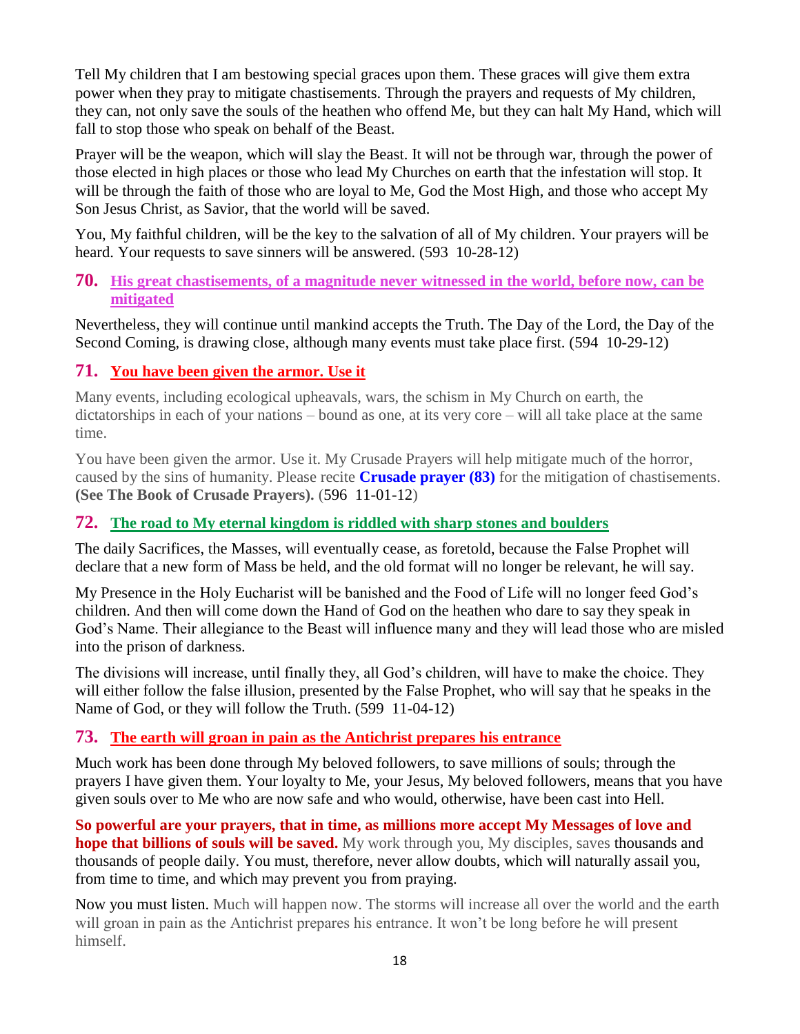Tell My children that I am bestowing special graces upon them. These graces will give them extra power when they pray to mitigate chastisements. Through the prayers and requests of My children, they can, not only save the souls of the heathen who offend Me, but they can halt My Hand, which will fall to stop those who speak on behalf of the Beast.

Prayer will be the weapon, which will slay the Beast. It will not be through war, through the power of those elected in high places or those who lead My Churches on earth that the infestation will stop. It will be through the faith of those who are loyal to Me, God the Most High, and those who accept My Son Jesus Christ, as Savior, that the world will be saved.

You, My faithful children, will be the key to the salvation of all of My children. Your prayers will be heard. Your requests to save sinners will be answered. (593 10-28-12)

## 70. His great chastisements, of a magnitude never witnessed in the world, before now, can be mitigated

Nevertheless, they will continue until mankind accepts the Truth. The Day of the Lord, the Day of the Second Coming, is drawing close, although many events must take place first. (594 10-29-12)

## 71. You have been given the armor. Use it

Many events, including ecological upheavals, wars, the schism in My Church on earth, the dictatorships in each of your nations – bound as one, at its very core – will all take place at the same time.

You have been given the armor. Use it. My Crusade Prayers will help mitigate much of the horror, caused by the sins of humanity. Please recite **Crusade prayer (83)** for the mitigation of chastisements. **(See The Book of Crusade Prayers).** (596 11-01-12)

## 72. The road to My eternal kingdom is riddled with sharp stones and boulders

The daily Sacrifices, the Masses, will eventually cease, as foretold, because the False Prophet will declare that a new form of Mass be held, and the old format will no longer be relevant, he will say.

My Presence in the Holy Eucharist will be banished and the Food of Life will no longer feed God's children. And then will come down the Hand of God on the heathen who dare to say they speak in God's Name. Their allegiance to the Beast will influence many and they will lead those who are misled into the prison of darkness.

The divisions will increase, until finally they, all God's children, will have to make the choice. They will either follow the false illusion, presented by the False Prophet, who will say that he speaks in the Name of God, or they will follow the Truth. (599 11-04-12)

## 73. The earth will groan in pain as the Antichrist prepares his entrance

Much work has been done through My beloved followers, to save millions of souls; through the prayers I have given them. Your loyalty to Me, your Jesus, My beloved followers, means that you have given souls over to Me who are now safe and who would, otherwise, have been cast into Hell.

**So powerful are your prayers, that in time, as millions more accept My Messages of love and hope that billions of souls will be saved.** My work through you, My disciples, saves thousands and thousands of people daily. You must, therefore, never allow doubts, which will naturally assail you, from time to time, and which may prevent you from praying.

Now you must listen. Much will happen now. The storms will increase all over the world and the earth will groan in pain as the Antichrist prepares his entrance. It won't be long before he will present himself.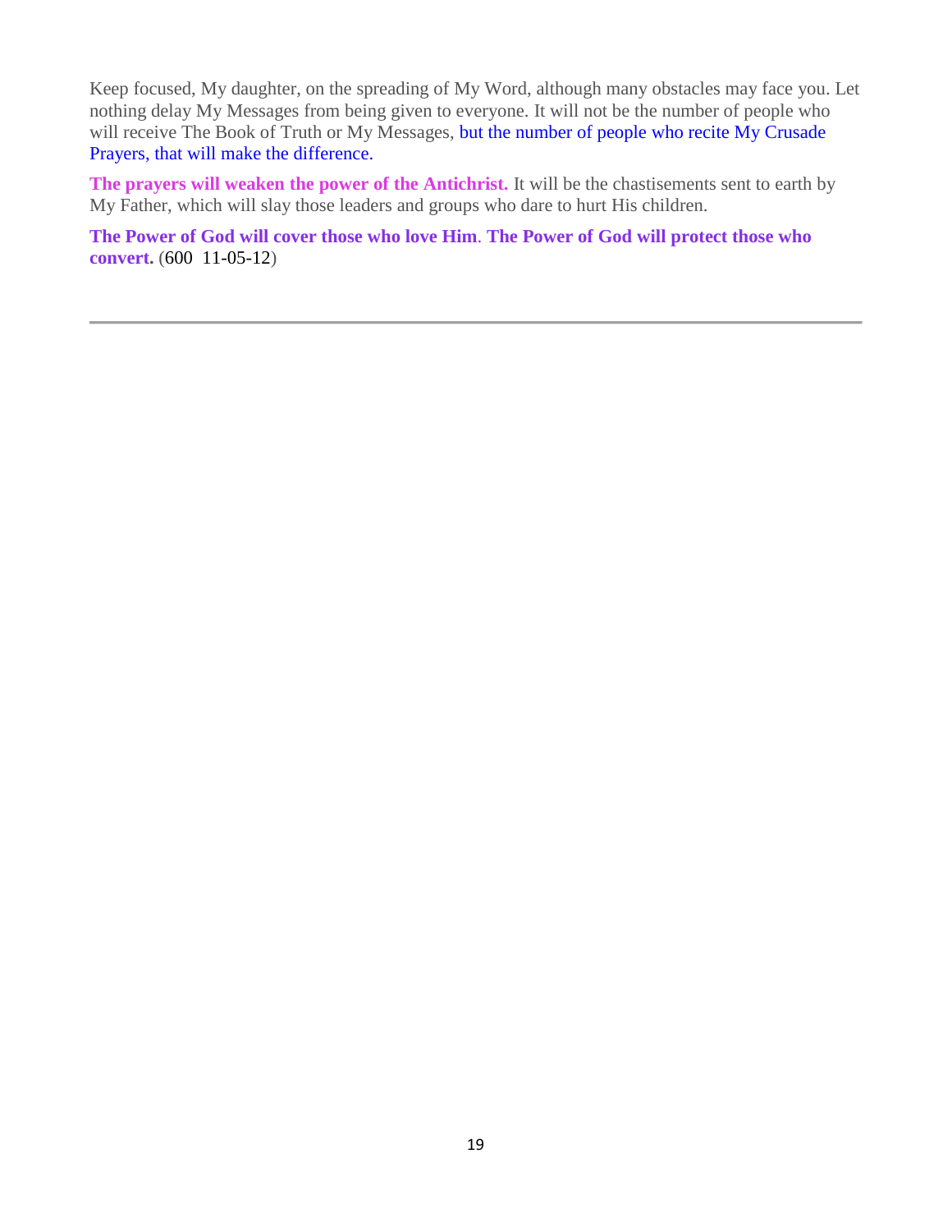Keep focused, My daughter, on the spreading of My Word, although many obstacles may face you. Let nothing delay My Messages from being given to everyone. It will not be the number of people who will receive The Book of Truth or My Messages, but the number of people who recite My Crusade Prayers, that will make the difference.

**The prayers will weaken the power of the Antichrist.** It will be the chastisements sent to earth by My Father, which will slay those leaders and groups who dare to hurt His children.

**The Power of God will cover those who love Him**. **The Power of God will protect those who convert.** (600 11-05-12)

---